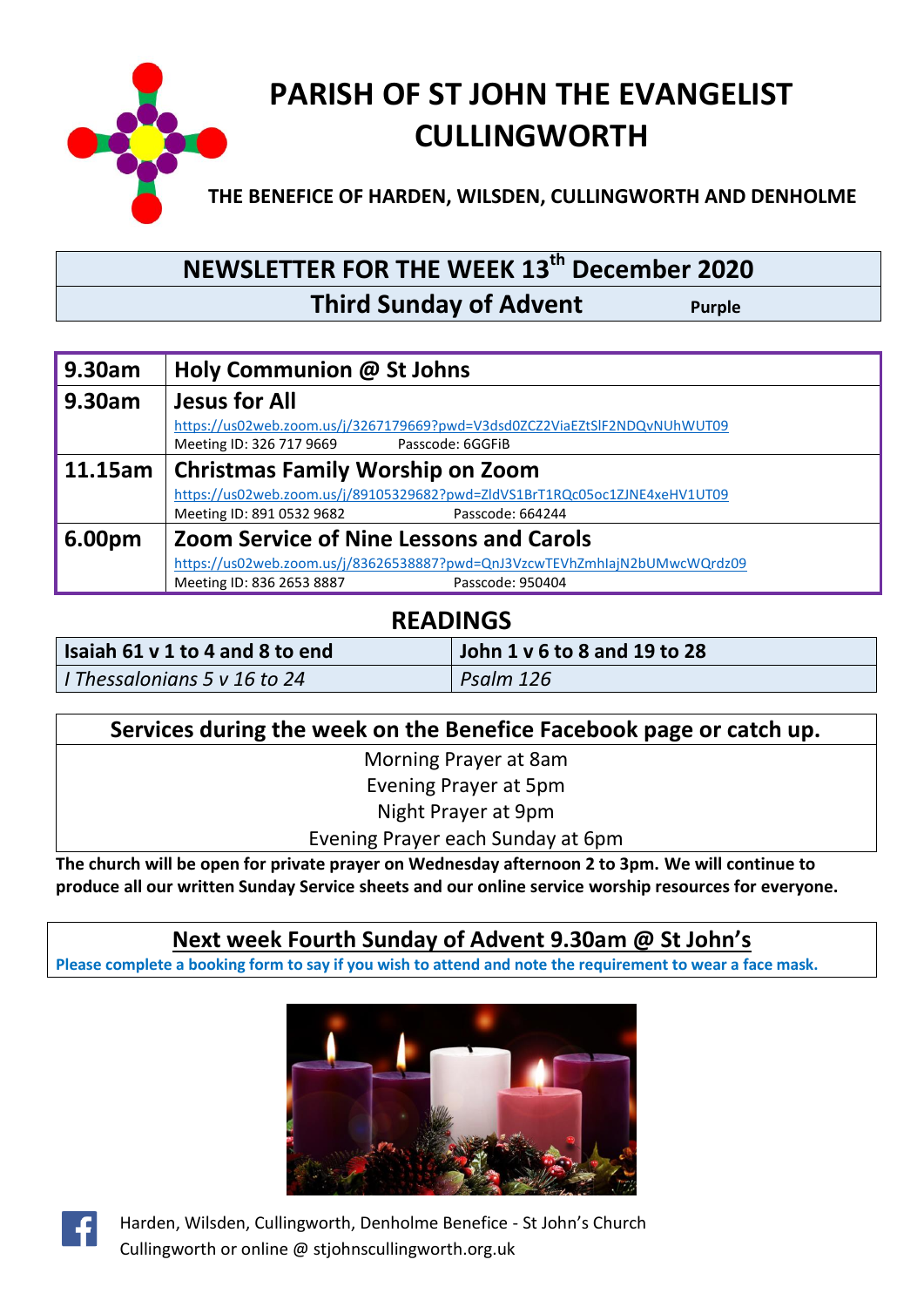# PARISH OF ST JOHN THE EVANGELIST CULLINGWORTH

**THE BENEFICE OF HARDEN, WILSDEN, CULLINGWORTH AND DENHOLME**

## NEWSLETTER FOR THE WEEK 13th December 2020

**Third Sunday of Advent** **Purple**

| | |
|---|---|
| **9.30am** | **Holy Communion @ St Johns** |
| **9.30am** | **Jesus for All**<br>https://us02web.zoom.us/j/3267179669?pwd=V3dsd0ZCZ2ViaEZtSlF2NDQvNUhWUT09<br>Meeting ID: 326 717 9669 Passcode: 6GGFiB |
| **11.15am** | **Christmas Family Worship on Zoom**<br>https://us02web.zoom.us/j/89105329682?pwd=ZldVS1BrT1RQc05oc1ZJNE4xeHV1UT09<br>Meeting ID: 891 0532 9682 Passcode: 664244 |
| **6.00pm** | **Zoom Service of Nine Lessons and Carols**<br>https://us02web.zoom.us/j/83626538887?pwd=QnJ3VzcwTEVhZmhlajN2bUMwcWQrdz09<br>Meeting ID: 836 2653 8887 Passcode: 950404 |

## READINGS

| | |
|---|---|
| **Isaiah 61 v 1 to 4 and 8 to end** | **John 1 v 6 to 8 and 19 to 28** |
| *I Thessalonians 5 v 16 to 24* | *Psalm 126* |

**Services during the week on the Benefice Facebook page or catch up.**

Morning Prayer at 8am
Evening Prayer at 5pm
Night Prayer at 9pm
Evening Prayer each Sunday at 6pm

**The church will be open for private prayer on Wednesday afternoon 2 to 3pm. We will continue to produce all our written Sunday Service sheets and our online service worship resources for everyone.**

**Next week Fourth Sunday of Advent 9.30am @ St John's**

**Please complete a booking form to say if you wish to attend and note the requirement to wear a face mask.**

Harden, Wilsden, Cullingworth, Denholme Benefice - St John's Church Cullingworth or online @ stjohnscullingworth.org.uk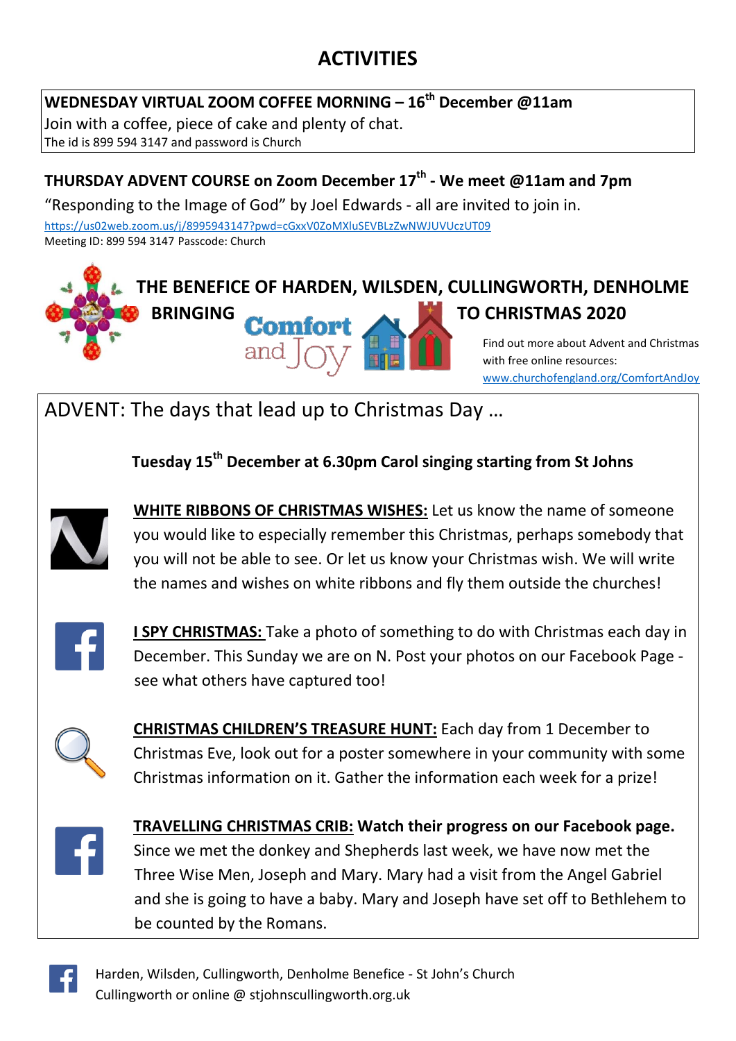# ACTIVITIES

**WEDNESDAY VIRTUAL ZOOM COFFEE MORNING – 16th December @11am**

Join with a coffee, piece of cake and plenty of chat.

The id is 899 594 3147 and password is Church

**THURSDAY ADVENT COURSE on Zoom December 17th - We meet @11am and 7pm**

"Responding to the Image of God" by Joel Edwards - all are invited to join in.

https://us02web.zoom.us/j/8995943147?pwd=cGxxV0ZoMXluSEVBLzZwNWJUVUczUT09

Meeting ID: 899 594 3147 Passcode: Church

## THE BENEFICE OF HARDEN, WILSDEN, CULLINGWORTH, DENHOLME BRINGING Comfort and Joy TO CHRISTMAS 2020

Find out more about Advent and Christmas with free online resources: www.churchofengland.org/ComfortAndJoy

ADVENT: The days that lead up to Christmas Day …

**Tuesday 15th December at 6.30pm Carol singing starting from St Johns**

**WHITE RIBBONS OF CHRISTMAS WISHES:** Let us know the name of someone you would like to especially remember this Christmas, perhaps somebody that you will not be able to see. Or let us know your Christmas wish. We will write the names and wishes on white ribbons and fly them outside the churches!

**I SPY CHRISTMAS:** Take a photo of something to do with Christmas each day in December. This Sunday we are on N. Post your photos on our Facebook Page - see what others have captured too!

**CHRISTMAS CHILDREN'S TREASURE HUNT:** Each day from 1 December to Christmas Eve, look out for a poster somewhere in your community with some Christmas information on it. Gather the information each week for a prize!

**TRAVELLING CHRISTMAS CRIB:** **Watch their progress on our Facebook page.** Since we met the donkey and Shepherds last week, we have now met the Three Wise Men, Joseph and Mary. Mary had a visit from the Angel Gabriel and she is going to have a baby. Mary and Joseph have set off to Bethlehem to be counted by the Romans.

Harden, Wilsden, Cullingworth, Denholme Benefice - St John's Church Cullingworth or online @ stjohnscullingworth.org.uk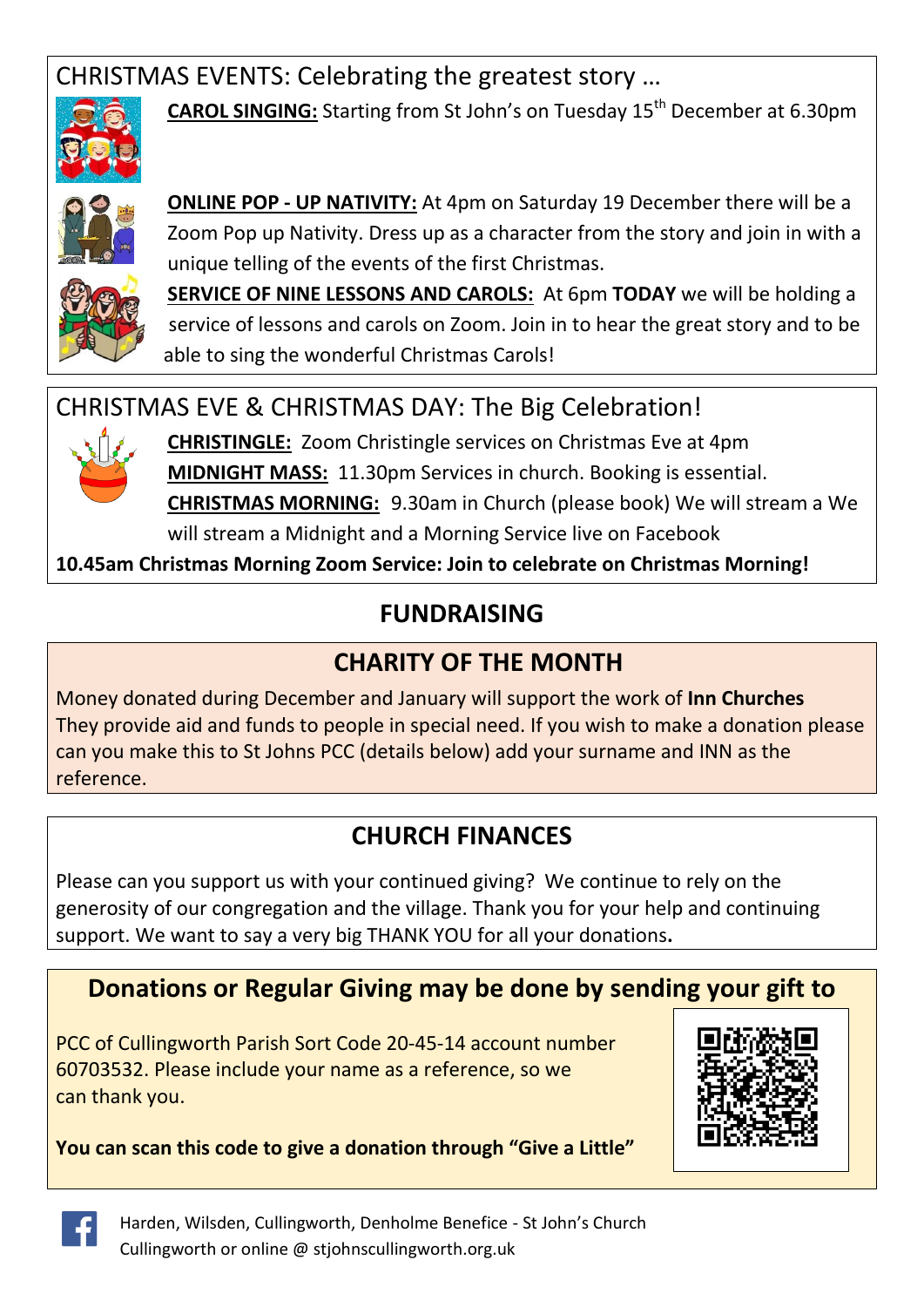## CHRISTMAS EVENTS: Celebrating the greatest story …

**CAROL SINGING:** Starting from St John's on Tuesday 15th December at 6.30pm

**ONLINE POP - UP NATIVITY:** At 4pm on Saturday 19 December there will be a Zoom Pop up Nativity. Dress up as a character from the story and join in with a unique telling of the events of the first Christmas.

**SERVICE OF NINE LESSONS AND CAROLS:** At 6pm **TODAY** we will be holding a service of lessons and carols on Zoom. Join in to hear the great story and to be able to sing the wonderful Christmas Carols!

## CHRISTMAS EVE & CHRISTMAS DAY: The Big Celebration!

**CHRISTINGLE:** Zoom Christingle services on Christmas Eve at 4pm

**MIDNIGHT MASS:** 11.30pm Services in church. Booking is essential.

**CHRISTMAS MORNING:** 9.30am in Church (please book) We will stream a We will stream a Midnight and a Morning Service live on Facebook

**10.45am Christmas Morning Zoom Service: Join to celebrate on Christmas Morning!**

## FUNDRAISING

### CHARITY OF THE MONTH

Money donated during December and January will support the work of **Inn Churches** They provide aid and funds to people in special need. If you wish to make a donation please can you make this to St Johns PCC (details below) add your surname and INN as the reference.

### CHURCH FINANCES

Please can you support us with your continued giving? We continue to rely on the generosity of our congregation and the village. Thank you for your help and continuing support. We want to say a very big THANK YOU for all your donations**.**

### Donations or Regular Giving may be done by sending your gift to

PCC of Cullingworth Parish Sort Code 20-45-14 account number 60703532. Please include your name as a reference, so we can thank you.

**You can scan this code to give a donation through "Give a Little"**

Harden, Wilsden, Cullingworth, Denholme Benefice - St John's Church Cullingworth or online @ stjohnscullingworth.org.uk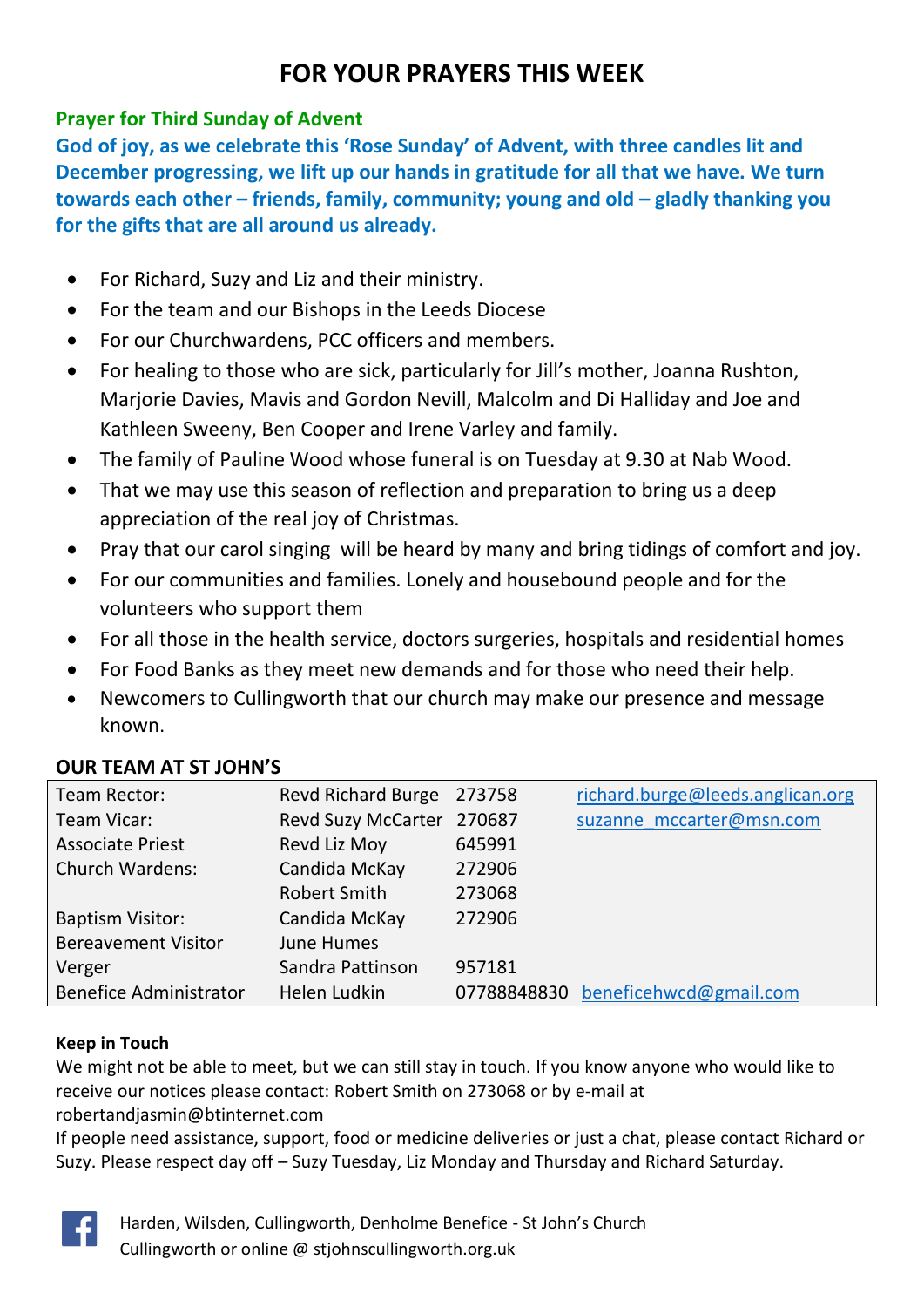# FOR YOUR PRAYERS THIS WEEK

**Prayer for Third Sunday of Advent**

**God of joy, as we celebrate this 'Rose Sunday' of Advent, with three candles lit and December progressing, we lift up our hands in gratitude for all that we have. We turn towards each other – friends, family, community; young and old – gladly thanking you for the gifts that are all around us already.**

- For Richard, Suzy and Liz and their ministry.
- For the team and our Bishops in the Leeds Diocese
- For our Churchwardens, PCC officers and members.
- For healing to those who are sick, particularly for Jill's mother, Joanna Rushton, Marjorie Davies, Mavis and Gordon Nevill, Malcolm and Di Halliday and Joe and Kathleen Sweeny, Ben Cooper and Irene Varley and family.
- The family of Pauline Wood whose funeral is on Tuesday at 9.30 at Nab Wood.
- That we may use this season of reflection and preparation to bring us a deep appreciation of the real joy of Christmas.
- Pray that our carol singing will be heard by many and bring tidings of comfort and joy.
- For our communities and families. Lonely and housebound people and for the volunteers who support them
- For all those in the health service, doctors surgeries, hospitals and residential homes
- For Food Banks as they meet new demands and for those who need their help.
- Newcomers to Cullingworth that our church may make our presence and message known.

## OUR TEAM AT ST JOHN'S

| | | | |
|---|---|---|---|
| Team Rector: | Revd Richard Burge | 273758 | richard.burge@leeds.anglican.org |
| Team Vicar: | Revd Suzy McCarter | 270687 | suzanne_mccarter@msn.com |
| Associate Priest | Revd Liz Moy | 645991 | |
| Church Wardens: | Candida McKay | 272906 | |
| | Robert Smith | 273068 | |
| Baptism Visitor: | Candida McKay | 272906 | |
| Bereavement Visitor | June Humes | | |
| Verger | Sandra Pattinson | 957181 | |
| Benefice Administrator | Helen Ludkin | 07788848830 | beneficehwcd@gmail.com |

**Keep in Touch**

We might not be able to meet, but we can still stay in touch. If you know anyone who would like to receive our notices please contact: Robert Smith on 273068 or by e-mail at robertandjasmin@btinternet.com

If people need assistance, support, food or medicine deliveries or just a chat, please contact Richard or Suzy. Please respect day off – Suzy Tuesday, Liz Monday and Thursday and Richard Saturday.

Harden, Wilsden, Cullingworth, Denholme Benefice - St John's Church Cullingworth or online @ stjohnscullingworth.org.uk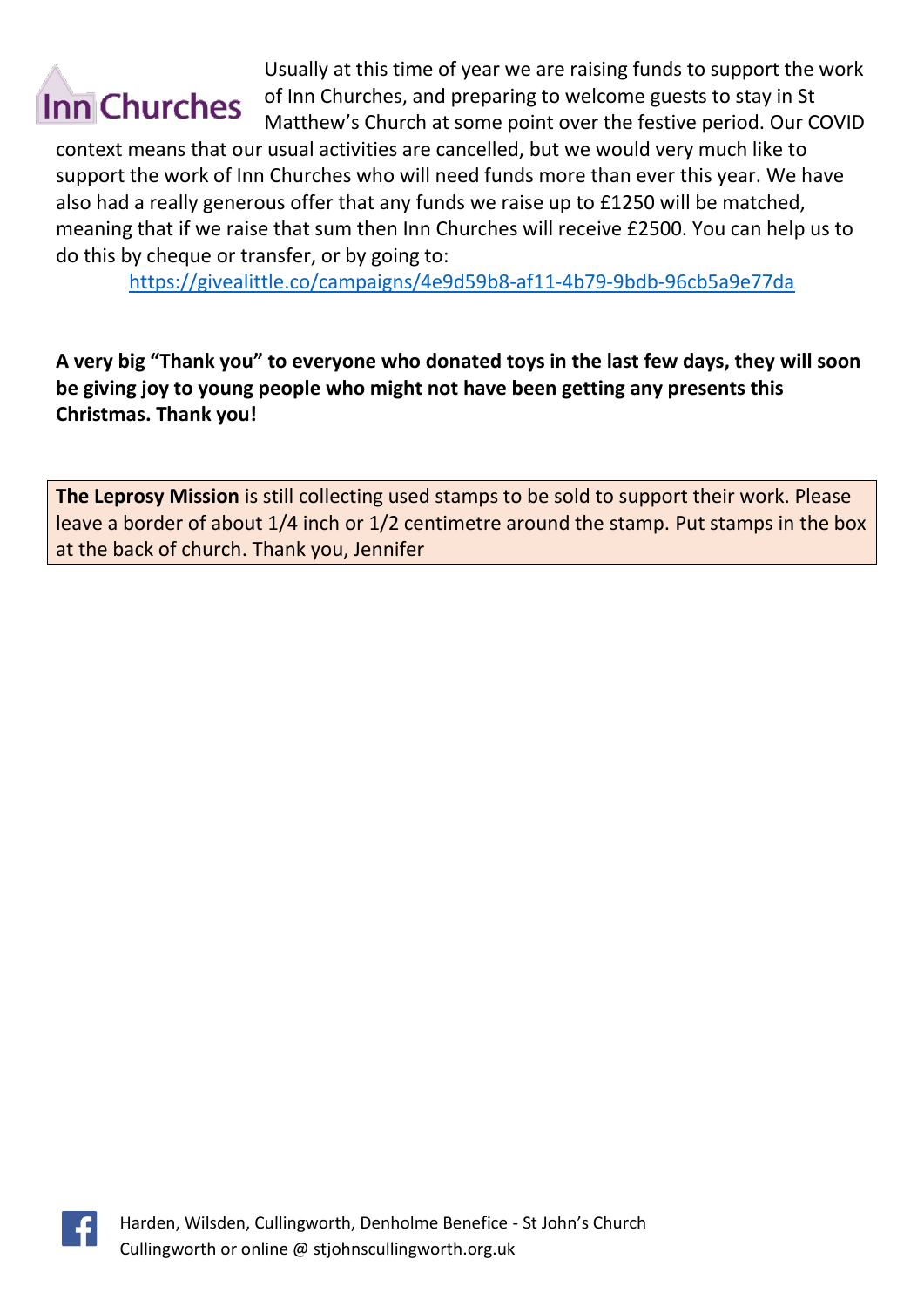**Inn Churches**

Usually at this time of year we are raising funds to support the work of Inn Churches, and preparing to welcome guests to stay in St Matthew's Church at some point over the festive period. Our COVID context means that our usual activities are cancelled, but we would very much like to support the work of Inn Churches who will need funds more than ever this year. We have also had a really generous offer that any funds we raise up to £1250 will be matched, meaning that if we raise that sum then Inn Churches will receive £2500. You can help us to do this by cheque or transfer, or by going to:

https://givealittle.co/campaigns/4e9d59b8-af11-4b79-9bdb-96cb5a9e77da

**A very big "Thank you" to everyone who donated toys in the last few days, they will soon be giving joy to young people who might not have been getting any presents this Christmas. Thank you!**

**The Leprosy Mission** is still collecting used stamps to be sold to support their work. Please leave a border of about 1/4 inch or 1/2 centimetre around the stamp. Put stamps in the box at the back of church. Thank you, Jennifer